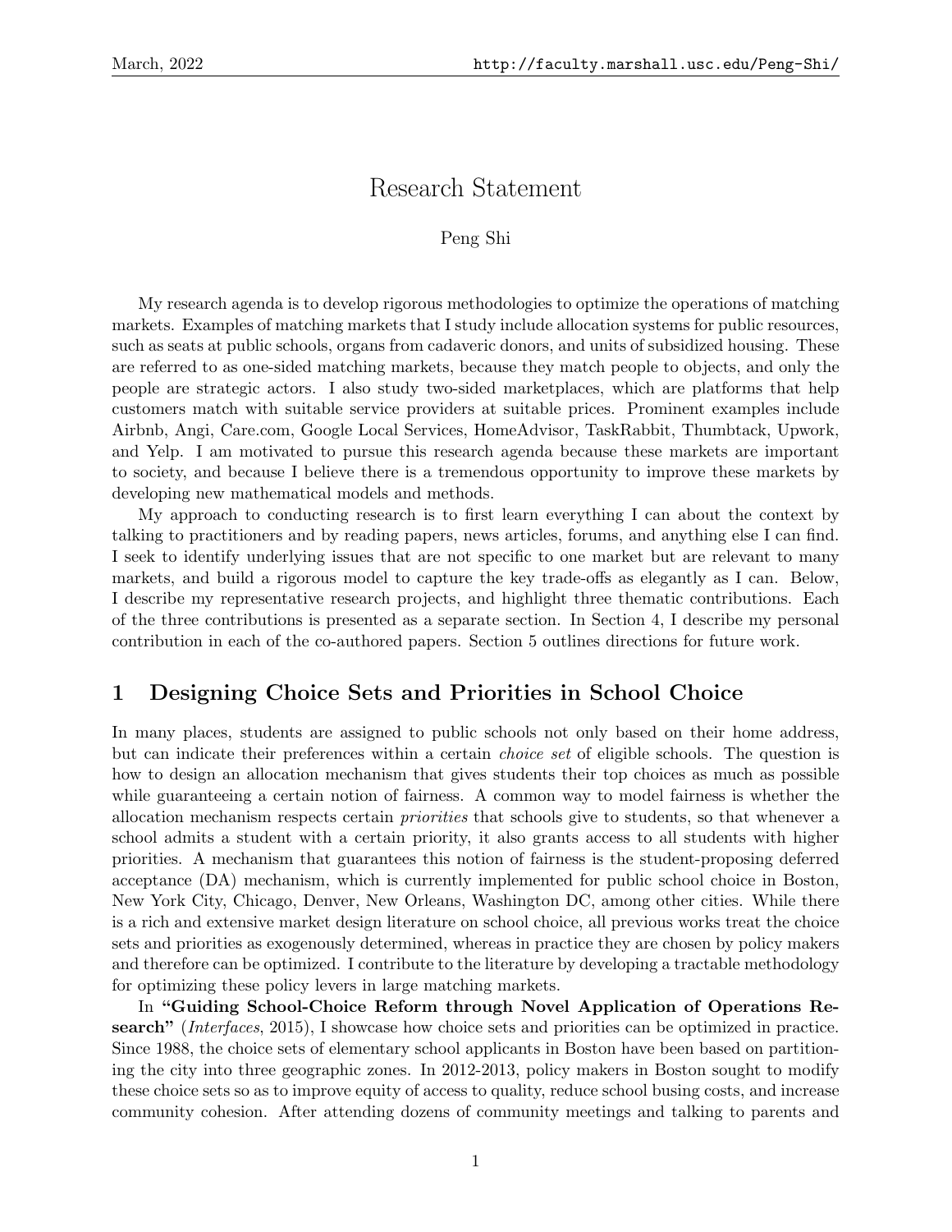# Research Statement

Peng Shi

My research agenda is to develop rigorous methodologies to optimize the operations of matching markets. Examples of matching markets that I study include allocation systems for public resources, such as seats at public schools, organs from cadaveric donors, and units of subsidized housing. These are referred to as one-sided matching markets, because they match people to objects, and only the people are strategic actors. I also study two-sided marketplaces, which are platforms that help customers match with suitable service providers at suitable prices. Prominent examples include Airbnb, Angi, Care.com, Google Local Services, HomeAdvisor, TaskRabbit, Thumbtack, Upwork, and Yelp. I am motivated to pursue this research agenda because these markets are important to society, and because I believe there is a tremendous opportunity to improve these markets by developing new mathematical models and methods.

My approach to conducting research is to first learn everything I can about the context by talking to practitioners and by reading papers, news articles, forums, and anything else I can find. I seek to identify underlying issues that are not specific to one market but are relevant to many markets, and build a rigorous model to capture the key trade-offs as elegantly as I can. Below, I describe my representative research projects, and highlight three thematic contributions. Each of the three contributions is presented as a separate section. In Section 4, I describe my personal contribution in each of the co-authored papers. Section 5 outlines directions for future work.

## 1 Designing Choice Sets and Priorities in School Choice

In many places, students are assigned to public schools not only based on their home address, but can indicate their preferences within a certain *choice set* of eligible schools. The question is how to design an allocation mechanism that gives students their top choices as much as possible while guaranteeing a certain notion of fairness. A common way to model fairness is whether the allocation mechanism respects certain *priorities* that schools give to students, so that whenever a school admits a student with a certain priority, it also grants access to all students with higher priorities. A mechanism that guarantees this notion of fairness is the student-proposing deferred acceptance (DA) mechanism, which is currently implemented for public school choice in Boston, New York City, Chicago, Denver, New Orleans, Washington DC, among other cities. While there is a rich and extensive market design literature on school choice, all previous works treat the choice sets and priorities as exogenously determined, whereas in practice they are chosen by policy makers and therefore can be optimized. I contribute to the literature by developing a tractable methodology for optimizing these policy levers in large matching markets.

In **"Guiding School-Choice Reform through Novel Application of Operations Research"** (*Interfaces*, 2015), I showcase how choice sets and priorities can be optimized in practice. Since 1988, the choice sets of elementary school applicants in Boston have been based on partitioning the city into three geographic zones. In 2012-2013, policy makers in Boston sought to modify these choice sets so as to improve equity of access to quality, reduce school busing costs, and increase community cohesion. After attending dozens of community meetings and talking to parents and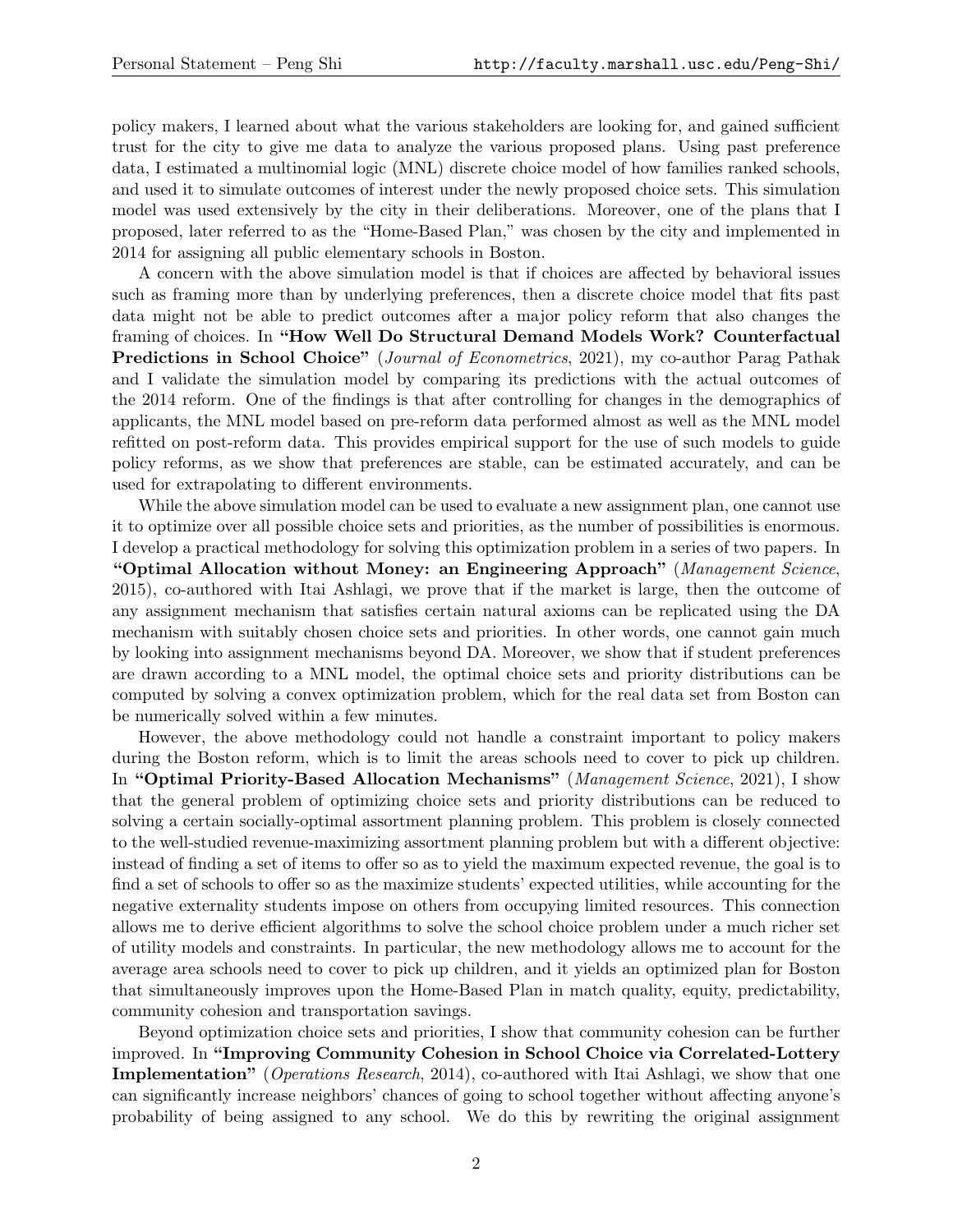policy makers, I learned about what the various stakeholders are looking for, and gained sufficient trust for the city to give me data to analyze the various proposed plans. Using past preference data, I estimated a multinomial logic (MNL) discrete choice model of how families ranked schools, and used it to simulate outcomes of interest under the newly proposed choice sets. This simulation model was used extensively by the city in their deliberations. Moreover, one of the plans that I proposed, later referred to as the "Home-Based Plan," was chosen by the city and implemented in 2014 for assigning all public elementary schools in Boston.

A concern with the above simulation model is that if choices are affected by behavioral issues such as framing more than by underlying preferences, then a discrete choice model that fits past data might not be able to predict outcomes after a major policy reform that also changes the framing of choices. In **"How Well Do Structural Demand Models Work? Counterfactual Predictions in School Choice"** (*Journal of Econometrics*, 2021), my co-author Parag Pathak and I validate the simulation model by comparing its predictions with the actual outcomes of the 2014 reform. One of the findings is that after controlling for changes in the demographics of applicants, the MNL model based on pre-reform data performed almost as well as the MNL model refitted on post-reform data. This provides empirical support for the use of such models to guide policy reforms, as we show that preferences are stable, can be estimated accurately, and can be used for extrapolating to different environments.

While the above simulation model can be used to evaluate a new assignment plan, one cannot use it to optimize over all possible choice sets and priorities, as the number of possibilities is enormous. I develop a practical methodology for solving this optimization problem in a series of two papers. In **"Optimal Allocation without Money: an Engineering Approach"** (*Management Science*, 2015), co-authored with Itai Ashlagi, we prove that if the market is large, then the outcome of any assignment mechanism that satisfies certain natural axioms can be replicated using the DA mechanism with suitably chosen choice sets and priorities. In other words, one cannot gain much by looking into assignment mechanisms beyond DA. Moreover, we show that if student preferences are drawn according to a MNL model, the optimal choice sets and priority distributions can be computed by solving a convex optimization problem, which for the real data set from Boston can be numerically solved within a few minutes.

However, the above methodology could not handle a constraint important to policy makers during the Boston reform, which is to limit the areas schools need to cover to pick up children. In **"Optimal Priority-Based Allocation Mechanisms"** (*Management Science*, 2021), I show that the general problem of optimizing choice sets and priority distributions can be reduced to solving a certain socially-optimal assortment planning problem. This problem is closely connected to the well-studied revenue-maximizing assortment planning problem but with a different objective: instead of finding a set of items to offer so as to yield the maximum expected revenue, the goal is to find a set of schools to offer so as the maximize students' expected utilities, while accounting for the negative externality students impose on others from occupying limited resources. This connection allows me to derive efficient algorithms to solve the school choice problem under a much richer set of utility models and constraints. In particular, the new methodology allows me to account for the average area schools need to cover to pick up children, and it yields an optimized plan for Boston that simultaneously improves upon the Home-Based Plan in match quality, equity, predictability, community cohesion and transportation savings.

Beyond optimization choice sets and priorities, I show that community cohesion can be further improved. In **"Improving Community Cohesion in School Choice via Correlated-Lottery Implementation"** (*Operations Research*, 2014), co-authored with Itai Ashlagi, we show that one can significantly increase neighbors' chances of going to school together without affecting anyone's probability of being assigned to any school. We do this by rewriting the original assignment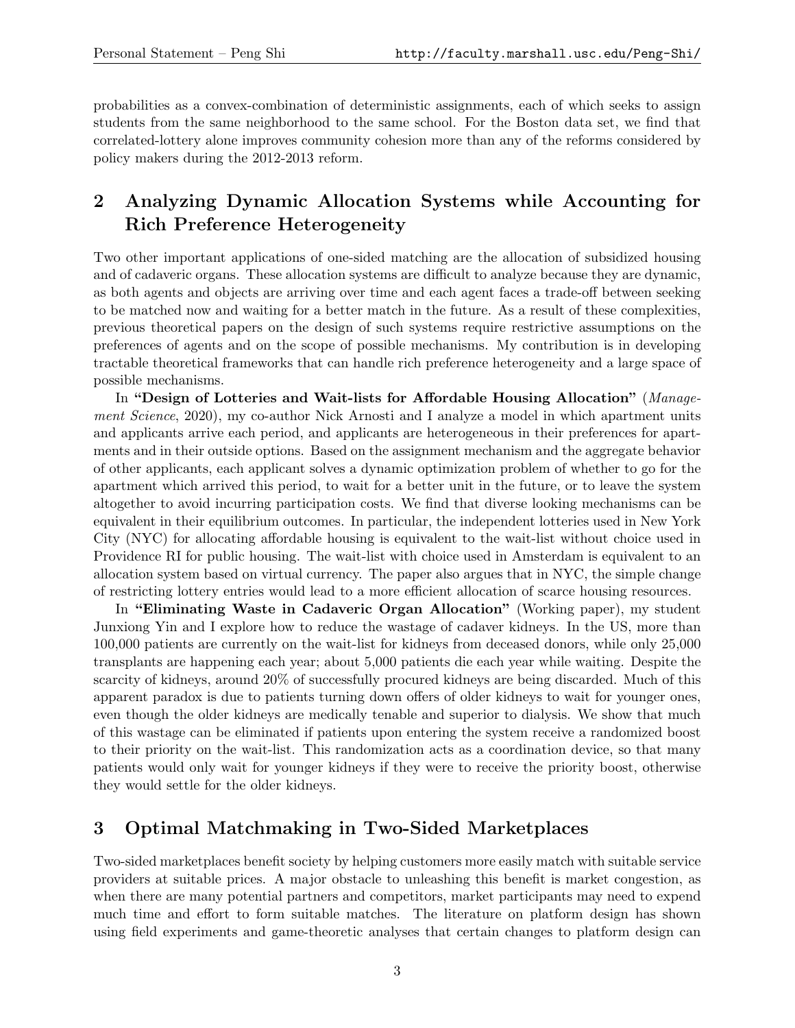probabilities as a convex-combination of deterministic assignments, each of which seeks to assign students from the same neighborhood to the same school. For the Boston data set, we find that correlated-lottery alone improves community cohesion more than any of the reforms considered by policy makers during the 2012-2013 reform.

## 2 Analyzing Dynamic Allocation Systems while Accounting for Rich Preference Heterogeneity

Two other important applications of one-sided matching are the allocation of subsidized housing and of cadaveric organs. These allocation systems are difficult to analyze because they are dynamic, as both agents and objects are arriving over time and each agent faces a trade-off between seeking to be matched now and waiting for a better match in the future. As a result of these complexities, previous theoretical papers on the design of such systems require restrictive assumptions on the preferences of agents and on the scope of possible mechanisms. My contribution is in developing tractable theoretical frameworks that can handle rich preference heterogeneity and a large space of possible mechanisms.

In **"Design of Lotteries and Wait-lists for Affordable Housing Allocation"** (*Management Science*, 2020), my co-author Nick Arnosti and I analyze a model in which apartment units and applicants arrive each period, and applicants are heterogeneous in their preferences for apartments and in their outside options. Based on the assignment mechanism and the aggregate behavior of other applicants, each applicant solves a dynamic optimization problem of whether to go for the apartment which arrived this period, to wait for a better unit in the future, or to leave the system altogether to avoid incurring participation costs. We find that diverse looking mechanisms can be equivalent in their equilibrium outcomes. In particular, the independent lotteries used in New York City (NYC) for allocating affordable housing is equivalent to the wait-list without choice used in Providence RI for public housing. The wait-list with choice used in Amsterdam is equivalent to an allocation system based on virtual currency. The paper also argues that in NYC, the simple change of restricting lottery entries would lead to a more efficient allocation of scarce housing resources.

In **"Eliminating Waste in Cadaveric Organ Allocation"** (Working paper), my student Junxiong Yin and I explore how to reduce the wastage of cadaver kidneys. In the US, more than 100,000 patients are currently on the wait-list for kidneys from deceased donors, while only 25,000 transplants are happening each year; about 5,000 patients die each year while waiting. Despite the scarcity of kidneys, around 20% of successfully procured kidneys are being discarded. Much of this apparent paradox is due to patients turning down offers of older kidneys to wait for younger ones, even though the older kidneys are medically tenable and superior to dialysis. We show that much of this wastage can be eliminated if patients upon entering the system receive a randomized boost to their priority on the wait-list. This randomization acts as a coordination device, so that many patients would only wait for younger kidneys if they were to receive the priority boost, otherwise they would settle for the older kidneys.

## 3 Optimal Matchmaking in Two-Sided Marketplaces

Two-sided marketplaces benefit society by helping customers more easily match with suitable service providers at suitable prices. A major obstacle to unleashing this benefit is market congestion, as when there are many potential partners and competitors, market participants may need to expend much time and effort to form suitable matches. The literature on platform design has shown using field experiments and game-theoretic analyses that certain changes to platform design can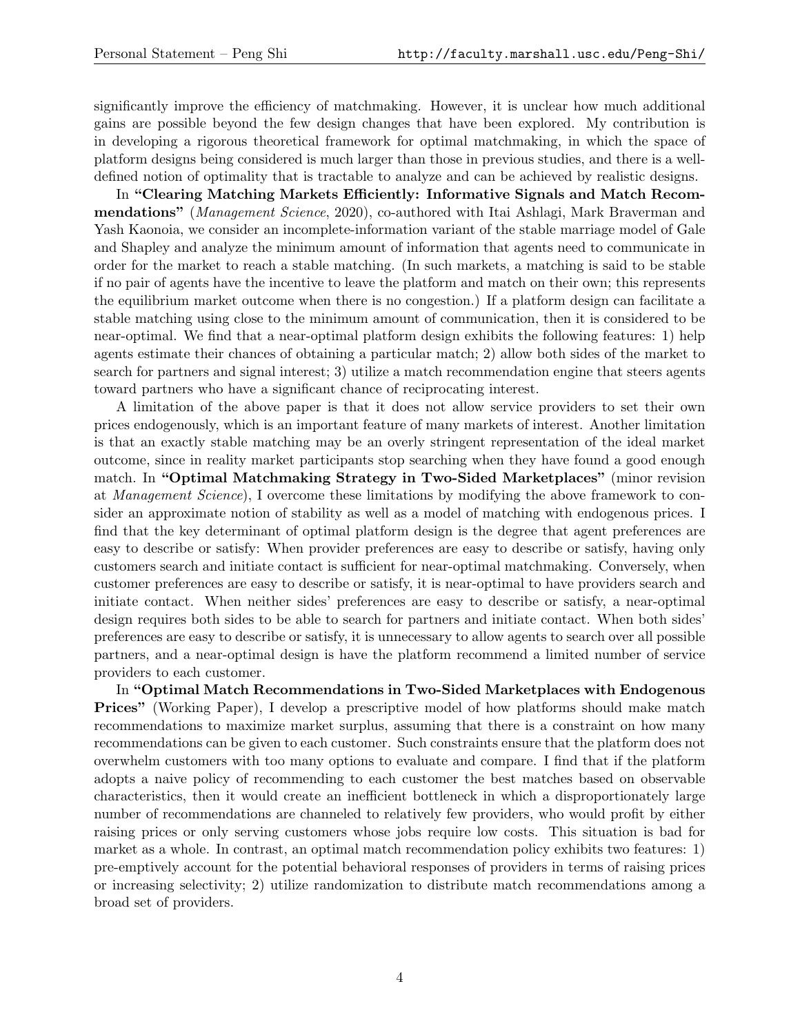significantly improve the efficiency of matchmaking. However, it is unclear how much additional gains are possible beyond the few design changes that have been explored. My contribution is in developing a rigorous theoretical framework for optimal matchmaking, in which the space of platform designs being considered is much larger than those in previous studies, and there is a well-defined notion of optimality that is tractable to analyze and can be achieved by realistic designs.

In **"Clearing Matching Markets Efficiently: Informative Signals and Match Recommendations"** (*Management Science*, 2020), co-authored with Itai Ashlagi, Mark Braverman and Yash Kaonoia, we consider an incomplete-information variant of the stable marriage model of Gale and Shapley and analyze the minimum amount of information that agents need to communicate in order for the market to reach a stable matching. (In such markets, a matching is said to be stable if no pair of agents have the incentive to leave the platform and match on their own; this represents the equilibrium market outcome when there is no congestion.) If a platform design can facilitate a stable matching using close to the minimum amount of communication, then it is considered to be near-optimal. We find that a near-optimal platform design exhibits the following features: 1) help agents estimate their chances of obtaining a particular match; 2) allow both sides of the market to search for partners and signal interest; 3) utilize a match recommendation engine that steers agents toward partners who have a significant chance of reciprocating interest.

A limitation of the above paper is that it does not allow service providers to set their own prices endogenously, which is an important feature of many markets of interest. Another limitation is that an exactly stable matching may be an overly stringent representation of the ideal market outcome, since in reality market participants stop searching when they have found a good enough match. In **"Optimal Matchmaking Strategy in Two-Sided Marketplaces"** (minor revision at *Management Science*), I overcome these limitations by modifying the above framework to consider an approximate notion of stability as well as a model of matching with endogenous prices. I find that the key determinant of optimal platform design is the degree that agent preferences are easy to describe or satisfy: When provider preferences are easy to describe or satisfy, having only customers search and initiate contact is sufficient for near-optimal matchmaking. Conversely, when customer preferences are easy to describe or satisfy, it is near-optimal to have providers search and initiate contact. When neither sides' preferences are easy to describe or satisfy, a near-optimal design requires both sides to be able to search for partners and initiate contact. When both sides' preferences are easy to describe or satisfy, it is unnecessary to allow agents to search over all possible partners, and a near-optimal design is have the platform recommend a limited number of service providers to each customer.

In **"Optimal Match Recommendations in Two-Sided Marketplaces with Endogenous Prices"** (Working Paper), I develop a prescriptive model of how platforms should make match recommendations to maximize market surplus, assuming that there is a constraint on how many recommendations can be given to each customer. Such constraints ensure that the platform does not overwhelm customers with too many options to evaluate and compare. I find that if the platform adopts a naive policy of recommending to each customer the best matches based on observable characteristics, then it would create an inefficient bottleneck in which a disproportionately large number of recommendations are channeled to relatively few providers, who would profit by either raising prices or only serving customers whose jobs require low costs. This situation is bad for market as a whole. In contrast, an optimal match recommendation policy exhibits two features: 1) pre-emptively account for the potential behavioral responses of providers in terms of raising prices or increasing selectivity; 2) utilize randomization to distribute match recommendations among a broad set of providers.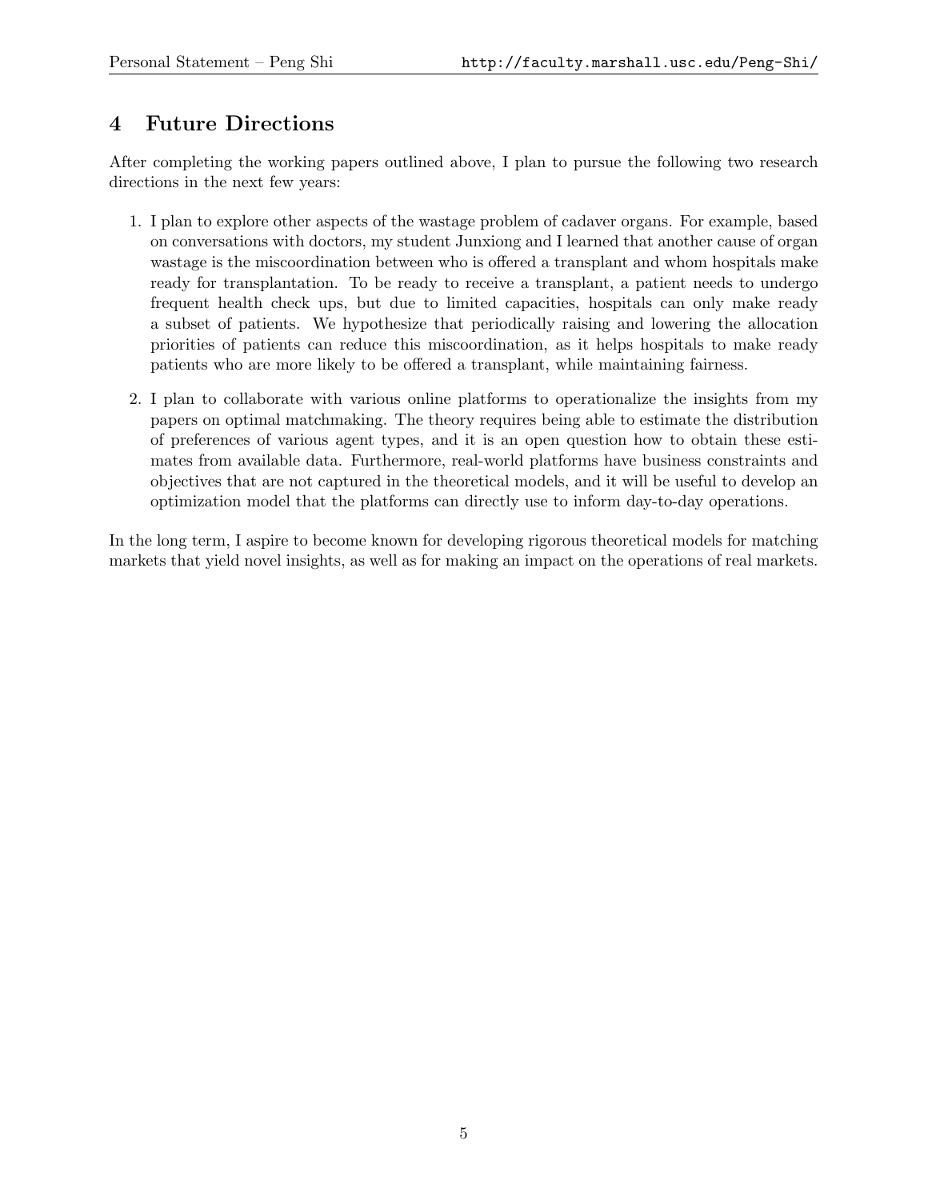## 4 Future Directions

After completing the working papers outlined above, I plan to pursue the following two research directions in the next few years:

1. I plan to explore other aspects of the wastage problem of cadaver organs. For example, based on conversations with doctors, my student Junxiong and I learned that another cause of organ wastage is the miscoordination between who is offered a transplant and whom hospitals make ready for transplantation. To be ready to receive a transplant, a patient needs to undergo frequent health check ups, but due to limited capacities, hospitals can only make ready a subset of patients. We hypothesize that periodically raising and lowering the allocation priorities of patients can reduce this miscoordination, as it helps hospitals to make ready patients who are more likely to be offered a transplant, while maintaining fairness.

2. I plan to collaborate with various online platforms to operationalize the insights from my papers on optimal matchmaking. The theory requires being able to estimate the distribution of preferences of various agent types, and it is an open question how to obtain these estimates from available data. Furthermore, real-world platforms have business constraints and objectives that are not captured in the theoretical models, and it will be useful to develop an optimization model that the platforms can directly use to inform day-to-day operations.

In the long term, I aspire to become known for developing rigorous theoretical models for matching markets that yield novel insights, as well as for making an impact on the operations of real markets.